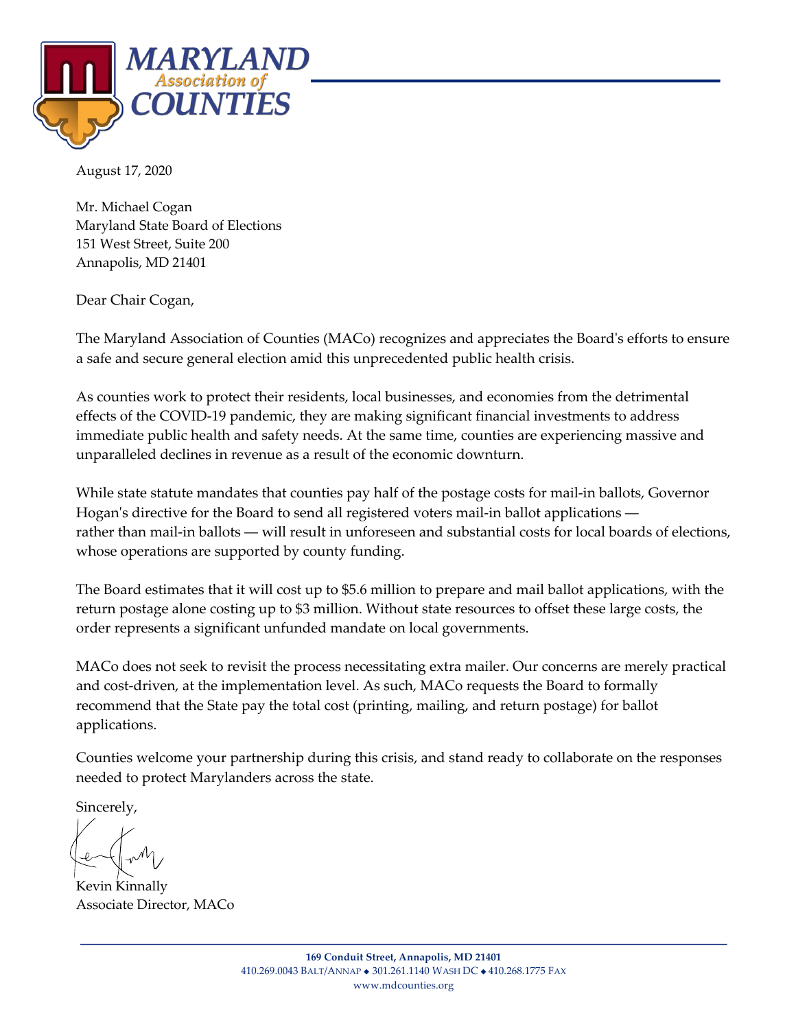# MARYLAND Association of COUNTIES

August 17, 2020

Mr. Michael Cogan
Maryland State Board of Elections
151 West Street, Suite 200
Annapolis, MD 21401

Dear Chair Cogan,

The Maryland Association of Counties (MACo) recognizes and appreciates the Board's efforts to ensure a safe and secure general election amid this unprecedented public health crisis.

As counties work to protect their residents, local businesses, and economies from the detrimental effects of the COVID-19 pandemic, they are making significant financial investments to address immediate public health and safety needs. At the same time, counties are experiencing massive and unparalleled declines in revenue as a result of the economic downturn.

While state statute mandates that counties pay half of the postage costs for mail-in ballots, Governor Hogan's directive for the Board to send all registered voters mail-in ballot applications — rather than mail-in ballots — will result in unforeseen and substantial costs for local boards of elections, whose operations are supported by county funding.

The Board estimates that it will cost up to $5.6 million to prepare and mail ballot applications, with the return postage alone costing up to $3 million. Without state resources to offset these large costs, the order represents a significant unfunded mandate on local governments.

MACo does not seek to revisit the process necessitating extra mailer. Our concerns are merely practical and cost-driven, at the implementation level. As such, MACo requests the Board to formally recommend that the State pay the total cost (printing, mailing, and return postage) for ballot applications.

Counties welcome your partnership during this crisis, and stand ready to collaborate on the responses needed to protect Marylanders across the state.

Sincerely,

Kevin Kinnally
Associate Director, MACo

**169 Conduit Street, Annapolis, MD 21401**
410.269.0043 Balt/Annap ◆ 301.261.1140 Wash DC ◆ 410.268.1775 Fax
www.mdcounties.org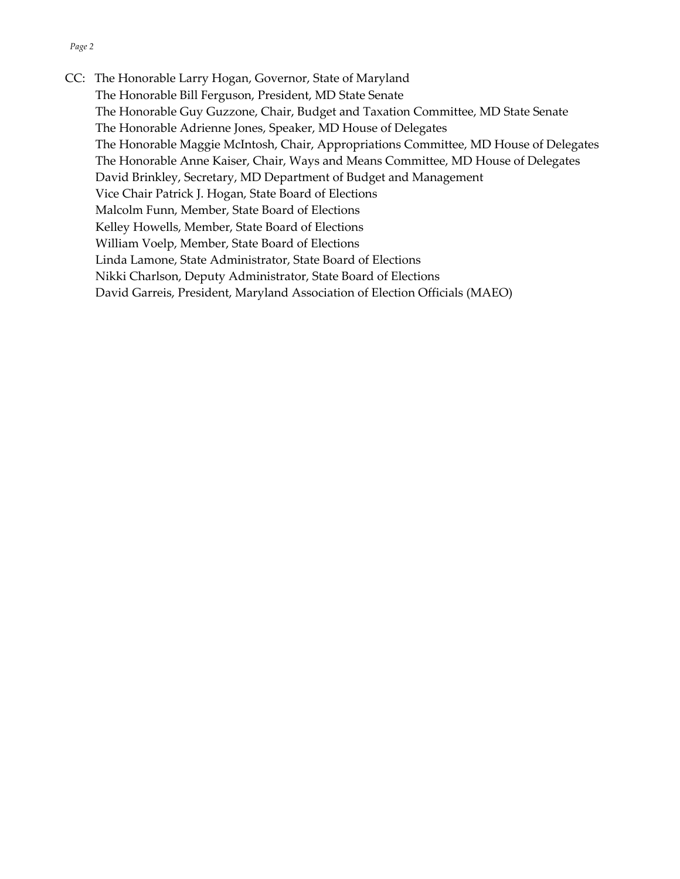CC: The Honorable Larry Hogan, Governor, State of Maryland
The Honorable Bill Ferguson, President, MD State Senate
The Honorable Guy Guzzone, Chair, Budget and Taxation Committee, MD State Senate
The Honorable Adrienne Jones, Speaker, MD House of Delegates
The Honorable Maggie McIntosh, Chair, Appropriations Committee, MD House of Delegates
The Honorable Anne Kaiser, Chair, Ways and Means Committee, MD House of Delegates
David Brinkley, Secretary, MD Department of Budget and Management
Vice Chair Patrick J. Hogan, State Board of Elections
Malcolm Funn, Member, State Board of Elections
Kelley Howells, Member, State Board of Elections
William Voelp, Member, State Board of Elections
Linda Lamone, State Administrator, State Board of Elections
Nikki Charlson, Deputy Administrator, State Board of Elections
David Garreis, President, Maryland Association of Election Officials (MAEO)